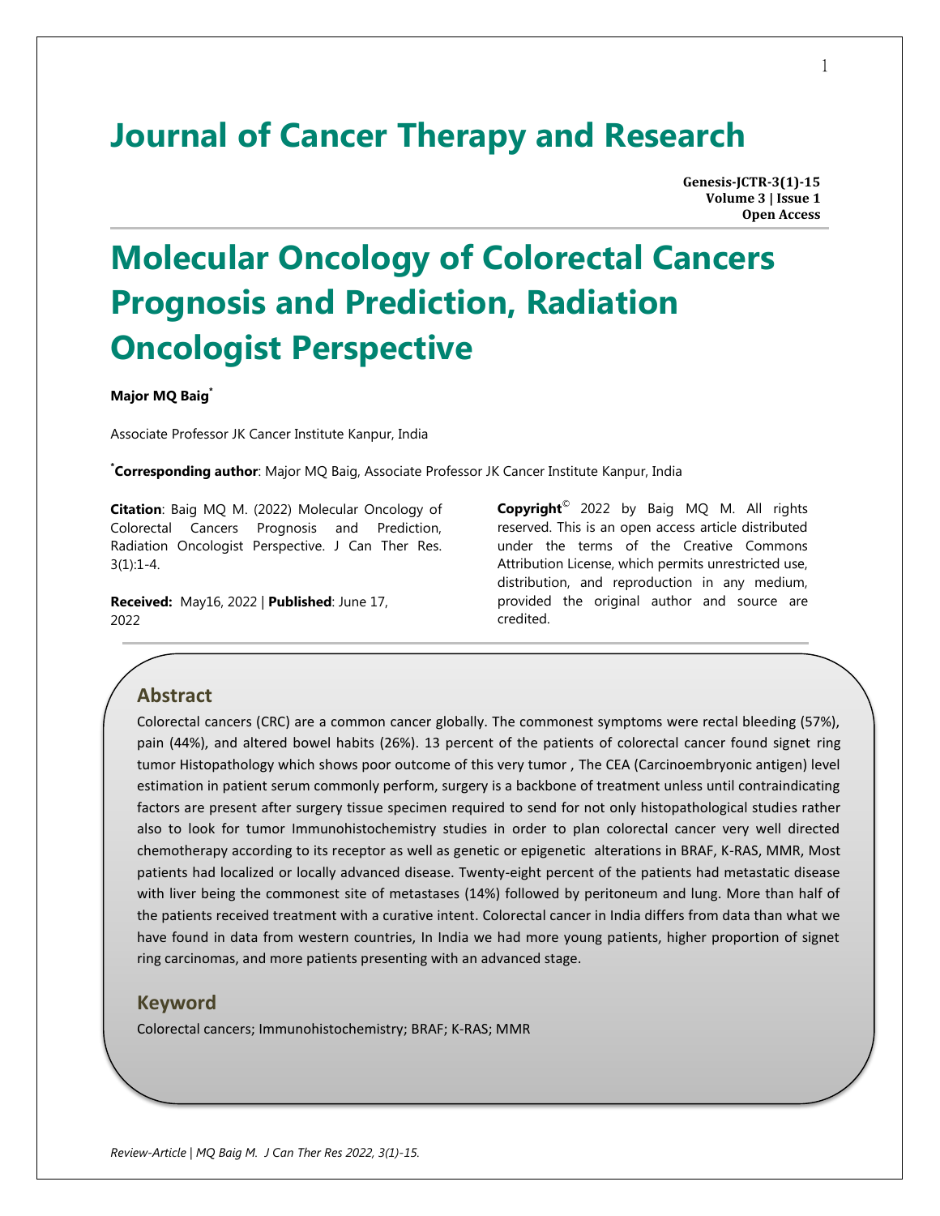# Journal of Cancer Therapy and Research

**Genesis-JCTR-3(1)-15**
**Volume 3 | Issue 1**
**Open Access**

# Molecular Oncology of Colorectal Cancers Prognosis and Prediction, Radiation Oncologist Perspective

**Major MQ Baig[*]**

Associate Professor JK Cancer Institute Kanpur, India

**[*]Corresponding author**: Major MQ Baig, Associate Professor JK Cancer Institute Kanpur, India

**Citation**: Baig MQ M. (2022) Molecular Oncology of Colorectal Cancers Prognosis and Prediction, Radiation Oncologist Perspective. J Can Ther Res. 3(1):1-4.

**Received:** May16, 2022 | **Published**: June 17, 2022

**Copyright**© 2022 by Baig MQ M. All rights reserved. This is an open access article distributed under the terms of the Creative Commons Attribution License, which permits unrestricted use, distribution, and reproduction in any medium, provided the original author and source are credited.

## Abstract

Colorectal cancers (CRC) are a common cancer globally. The commonest symptoms were rectal bleeding (57%), pain (44%), and altered bowel habits (26%). 13 percent of the patients of colorectal cancer found signet ring tumor Histopathology which shows poor outcome of this very tumor , The CEA (Carcinoembryonic antigen) level estimation in patient serum commonly perform, surgery is a backbone of treatment unless until contraindicating factors are present after surgery tissue specimen required to send for not only histopathological studies rather also to look for tumor Immunohistochemistry studies in order to plan colorectal cancer very well directed chemotherapy according to its receptor as well as genetic or epigenetic alterations in BRAF, K-RAS, MMR, Most patients had localized or locally advanced disease. Twenty-eight percent of the patients had metastatic disease with liver being the commonest site of metastases (14%) followed by peritoneum and lung. More than half of the patients received treatment with a curative intent. Colorectal cancer in India differs from data than what we have found in data from western countries, In India we had more young patients, higher proportion of signet ring carcinomas, and more patients presenting with an advanced stage.

## Keyword

Colorectal cancers; Immunohistochemistry; BRAF; K-RAS; MMR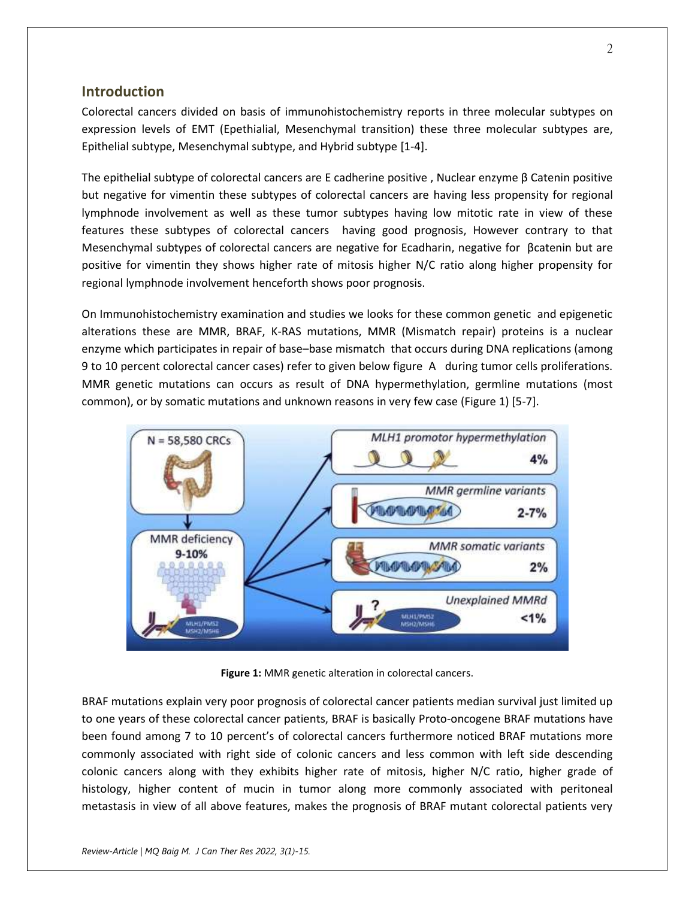## Introduction

Colorectal cancers divided on basis of immunohistochemistry reports in three molecular subtypes on expression levels of EMT (Epethialial, Mesenchymal transition) these three molecular subtypes are, Epithelial subtype, Mesenchymal subtype, and Hybrid subtype [1-4].

The epithelial subtype of colorectal cancers are E cadherine positive , Nuclear enzyme β Catenin positive but negative for vimentin these subtypes of colorectal cancers are having less propensity for regional lymphnode involvement as well as these tumor subtypes having low mitotic rate in view of these features these subtypes of colorectal cancers having good prognosis, However contrary to that Mesenchymal subtypes of colorectal cancers are negative for Ecadharin, negative for βcatenin but are positive for vimentin they shows higher rate of mitosis higher N/C ratio along higher propensity for regional lymphnode involvement henceforth shows poor prognosis.

On Immunohistochemistry examination and studies we looks for these common genetic and epigenetic alterations these are MMR, BRAF, K-RAS mutations, MMR (Mismatch repair) proteins is a nuclear enzyme which participates in repair of base–base mismatch that occurs during DNA replications (among 9 to 10 percent colorectal cancer cases) refer to given below figure A during tumor cells proliferations. MMR genetic mutations can occurs as result of DNA hypermethylation, germline mutations (most common), or by somatic mutations and unknown reasons in very few case (Figure 1) [5-7].

**Figure 1:** MMR genetic alteration in colorectal cancers.

BRAF mutations explain very poor prognosis of colorectal cancer patients median survival just limited up to one years of these colorectal cancer patients, BRAF is basically Proto-oncogene BRAF mutations have been found among 7 to 10 percent's of colorectal cancers furthermore noticed BRAF mutations more commonly associated with right side of colonic cancers and less common with left side descending colonic cancers along with they exhibits higher rate of mitosis, higher N/C ratio, higher grade of histology, higher content of mucin in tumor along more commonly associated with peritoneal metastasis in view of all above features, makes the prognosis of BRAF mutant colorectal patients very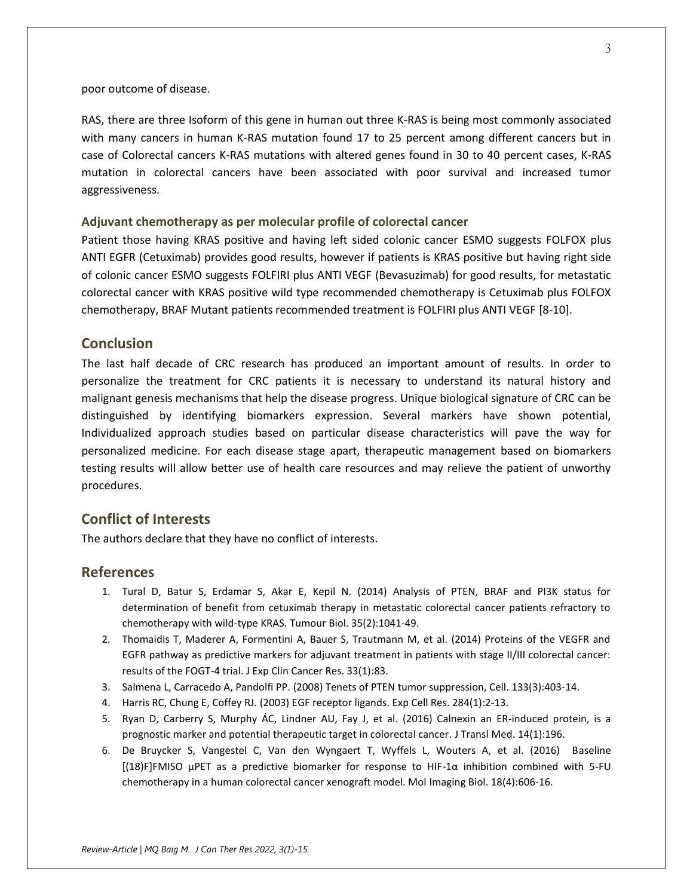poor outcome of disease.

RAS, there are three Isoform of this gene in human out three K-RAS is being most commonly associated with many cancers in human K-RAS mutation found 17 to 25 percent among different cancers but in case of Colorectal cancers K-RAS mutations with altered genes found in 30 to 40 percent cases, K-RAS mutation in colorectal cancers have been associated with poor survival and increased tumor aggressiveness.

### Adjuvant chemotherapy as per molecular profile of colorectal cancer

Patient those having KRAS positive and having left sided colonic cancer ESMO suggests FOLFOX plus ANTI EGFR (Cetuximab) provides good results, however if patients is KRAS positive but having right side of colonic cancer ESMO suggests FOLFIRI plus ANTI VEGF (Bevasuzimab) for good results, for metastatic colorectal cancer with KRAS positive wild type recommended chemotherapy is Cetuximab plus FOLFOX chemotherapy, BRAF Mutant patients recommended treatment is FOLFIRI plus ANTI VEGF [8-10].

## Conclusion

The last half decade of CRC research has produced an important amount of results. In order to personalize the treatment for CRC patients it is necessary to understand its natural history and malignant genesis mechanisms that help the disease progress. Unique biological signature of CRC can be distinguished by identifying biomarkers expression. Several markers have shown potential, Individualized approach studies based on particular disease characteristics will pave the way for personalized medicine. For each disease stage apart, therapeutic management based on biomarkers testing results will allow better use of health care resources and may relieve the patient of unworthy procedures.

## Conflict of Interests

The authors declare that they have no conflict of interests.

## References

1. Tural D, Batur S, Erdamar S, Akar E, Kepil N. (2014) Analysis of PTEN, BRAF and PI3K status for determination of benefit from cetuximab therapy in metastatic colorectal cancer patients refractory to chemotherapy with wild-type KRAS. Tumour Biol. 35(2):1041-49.
2. Thomaidis T, Maderer A, Formentini A, Bauer S, Trautmann M, et al. (2014) Proteins of the VEGFR and EGFR pathway as predictive markers for adjuvant treatment in patients with stage II/III colorectal cancer: results of the FOGT-4 trial. J Exp Clin Cancer Res. 33(1):83.
3. Salmena L, Carracedo A, Pandolfi PP. (2008) Tenets of PTEN tumor suppression, Cell. 133(3):403-14.
4. Harris RC, Chung E, Coffey RJ. (2003) EGF receptor ligands. Exp Cell Res. 284(1):2-13.
5. Ryan D, Carberry S, Murphy ÁC, Lindner AU, Fay J, et al. (2016) Calnexin an ER-induced protein, is a prognostic marker and potential therapeutic target in colorectal cancer. J Transl Med. 14(1):196.
6. De Bruycker S, Vangestel C, Van den Wyngaert T, Wyffels L, Wouters A, et al. (2016) Baseline [(18)F]FMISO μPET as a predictive biomarker for response to HIF-1α inhibition combined with 5-FU chemotherapy in a human colorectal cancer xenograft model. Mol Imaging Biol. 18(4):606-16.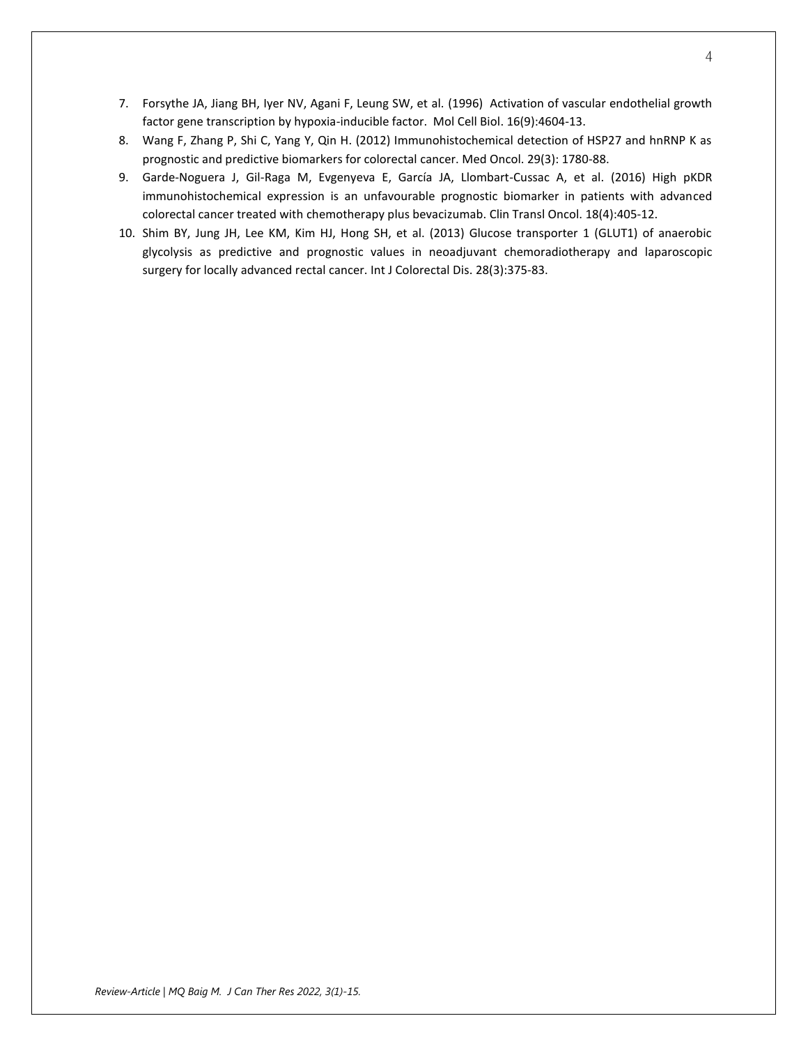7. Forsythe JA, Jiang BH, Iyer NV, Agani F, Leung SW, et al. (1996) Activation of vascular endothelial growth factor gene transcription by hypoxia-inducible factor. Mol Cell Biol. 16(9):4604-13.
8. Wang F, Zhang P, Shi C, Yang Y, Qin H. (2012) Immunohistochemical detection of HSP27 and hnRNP K as prognostic and predictive biomarkers for colorectal cancer. Med Oncol. 29(3): 1780-88.
9. Garde-Noguera J, Gil-Raga M, Evgenyeva E, García JA, Llombart-Cussac A, et al. (2016) High pKDR immunohistochemical expression is an unfavourable prognostic biomarker in patients with advanced colorectal cancer treated with chemotherapy plus bevacizumab. Clin Transl Oncol. 18(4):405-12.
10. Shim BY, Jung JH, Lee KM, Kim HJ, Hong SH, et al. (2013) Glucose transporter 1 (GLUT1) of anaerobic glycolysis as predictive and prognostic values in neoadjuvant chemoradiotherapy and laparoscopic surgery for locally advanced rectal cancer. Int J Colorectal Dis. 28(3):375-83.